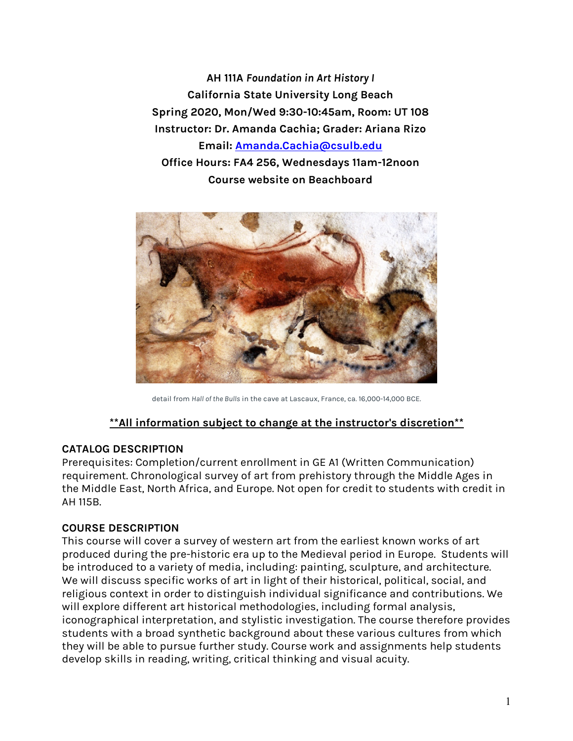**AH 111A *Foundation in Art History I***
**California State University Long Beach**
**Spring 2020, Mon/Wed 9:30-10:45am, Room: UT 108**
**Instructor: Dr. Amanda Cachia; Grader: Ariana Rizo**
**Email: [Amanda.Cachia@csulb.edu](mailto:Amanda.Cachia@csulb.edu)**
**Office Hours: FA4 256, Wednesdays 11am-12noon**
**Course website on Beachboard**

detail from *Hall of the Bulls* in the cave at Lascaux, France, ca. 16,000-14,000 BCE.

**<u>**All information subject to change at the instructor's discretion**</u>**

## CATALOG DESCRIPTION

Prerequisites: Completion/current enrollment in GE A1 (Written Communication) requirement. Chronological survey of art from prehistory through the Middle Ages in the Middle East, North Africa, and Europe. Not open for credit to students with credit in AH 115B.

## COURSE DESCRIPTION

This course will cover a survey of western art from the earliest known works of art produced during the pre-historic era up to the Medieval period in Europe. Students will be introduced to a variety of media, including: painting, sculpture, and architecture. We will discuss specific works of art in light of their historical, political, social, and religious context in order to distinguish individual significance and contributions. We will explore different art historical methodologies, including formal analysis, iconographical interpretation, and stylistic investigation. The course therefore provides students with a broad synthetic background about these various cultures from which they will be able to pursue further study. Course work and assignments help students develop skills in reading, writing, critical thinking and visual acuity.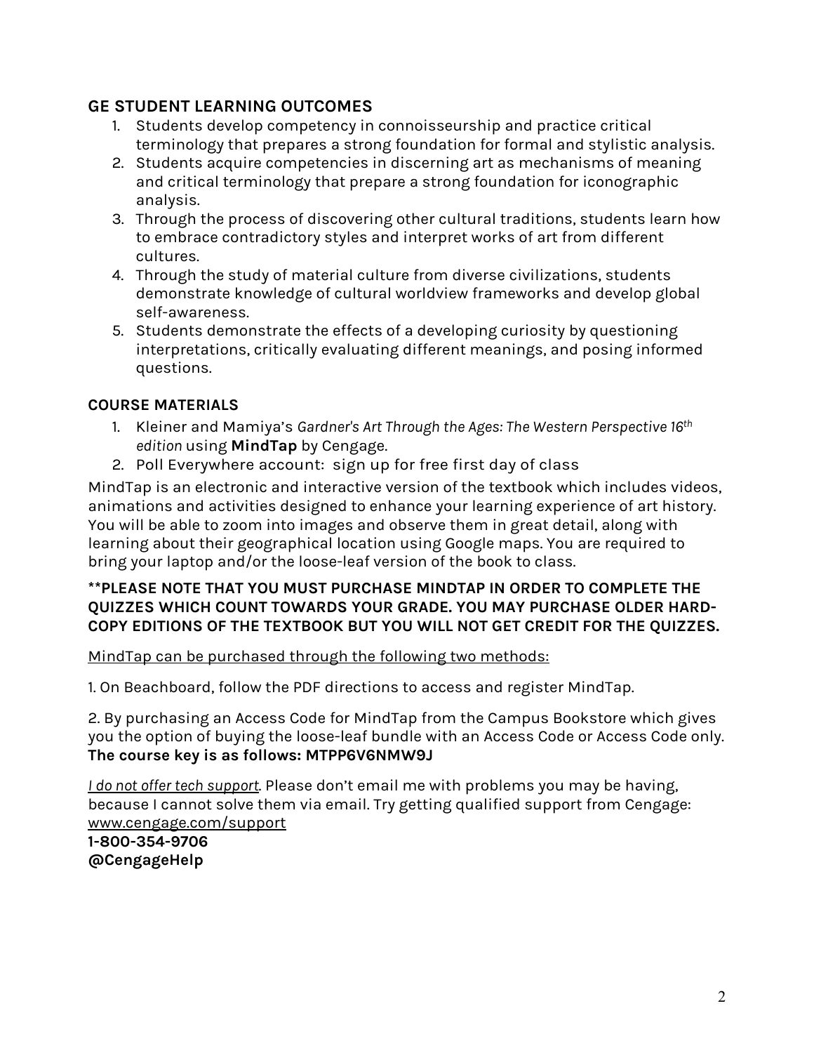## GE STUDENT LEARNING OUTCOMES

1. Students develop competency in connoisseurship and practice critical terminology that prepares a strong foundation for formal and stylistic analysis.
2. Students acquire competencies in discerning art as mechanisms of meaning and critical terminology that prepare a strong foundation for iconographic analysis.
3. Through the process of discovering other cultural traditions, students learn how to embrace contradictory styles and interpret works of art from different cultures.
4. Through the study of material culture from diverse civilizations, students demonstrate knowledge of cultural worldview frameworks and develop global self-awareness.
5. Students demonstrate the effects of a developing curiosity by questioning interpretations, critically evaluating different meanings, and posing informed questions.

## COURSE MATERIALS

1. Kleiner and Mamiya's *Gardner's Art Through the Ages: The Western Perspective 16th edition* using **MindTap** by Cengage.
2. Poll Everywhere account: sign up for free first day of class

MindTap is an electronic and interactive version of the textbook which includes videos, animations and activities designed to enhance your learning experience of art history. You will be able to zoom into images and observe them in great detail, along with learning about their geographical location using Google maps. You are required to bring your laptop and/or the loose-leaf version of the book to class.

**PLEASE NOTE THAT YOU MUST PURCHASE MINDTAP IN ORDER TO COMPLETE THE QUIZZES WHICH COUNT TOWARDS YOUR GRADE. YOU MAY PURCHASE OLDER HARD-COPY EDITIONS OF THE TEXTBOOK BUT YOU WILL NOT GET CREDIT FOR THE QUIZZES.**

<u>MindTap can be purchased through the following two methods:</u>

1. On Beachboard, follow the PDF directions to access and register MindTap.

2. By purchasing an Access Code for MindTap from the Campus Bookstore which gives you the option of buying the loose-leaf bundle with an Access Code or Access Code only. **The course key is as follows: MTPP6V6NMW9J**

*<u>I do not offer tech support</u>.* Please don't email me with problems you may be having, because I cannot solve them via email. Try getting qualified support from Cengage: <u>www.cengage.com/support</u>
**1-800-354-9706**
**@CengageHelp**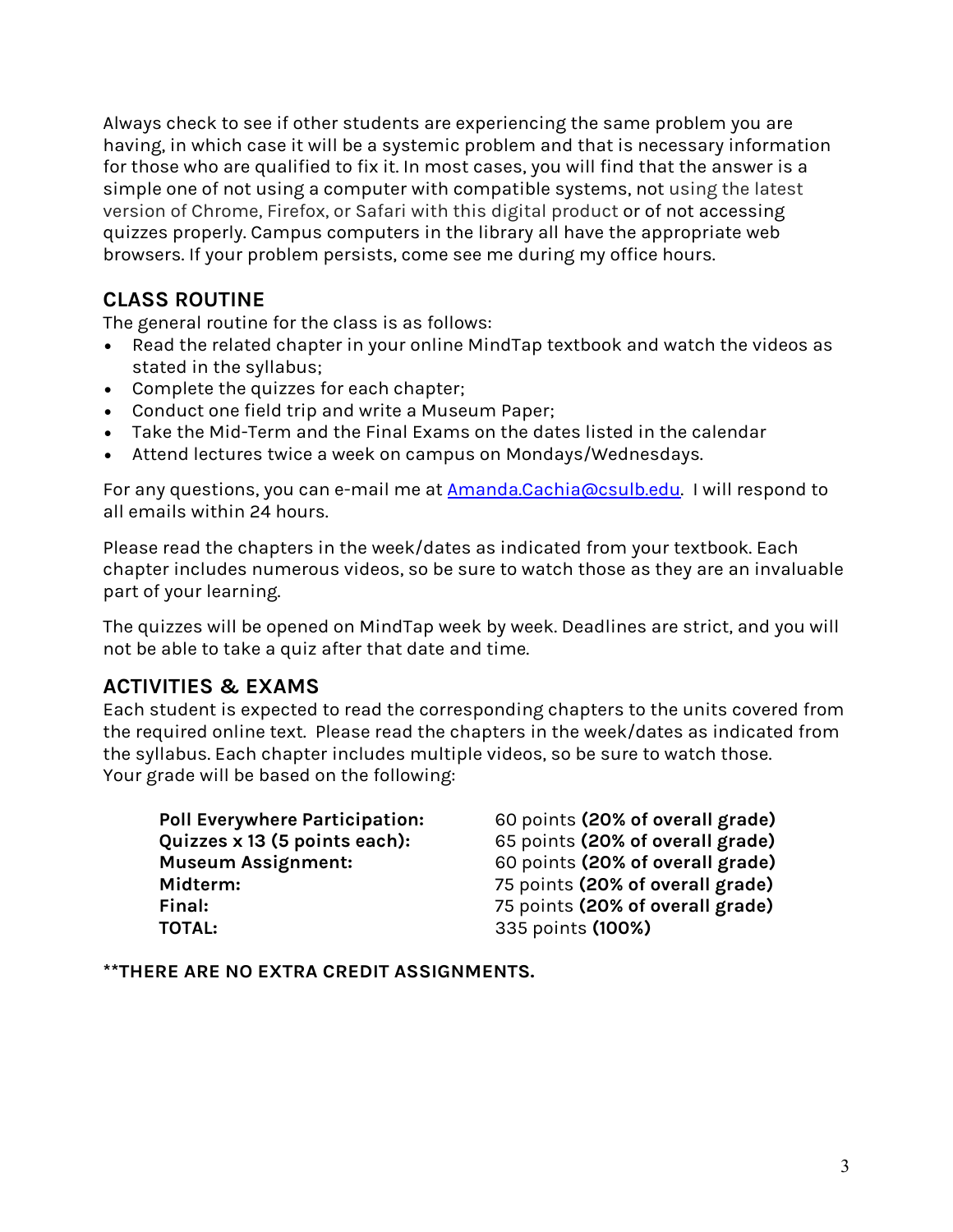Always check to see if other students are experiencing the same problem you are having, in which case it will be a systemic problem and that is necessary information for those who are qualified to fix it. In most cases, you will find that the answer is a simple one of not using a computer with compatible systems, not using the latest version of Chrome, Firefox, or Safari with this digital product or of not accessing quizzes properly. Campus computers in the library all have the appropriate web browsers. If your problem persists, come see me during my office hours.

## CLASS ROUTINE

The general routine for the class is as follows:

- Read the related chapter in your online MindTap textbook and watch the videos as stated in the syllabus;
- Complete the quizzes for each chapter;
- Conduct one field trip and write a Museum Paper;
- Take the Mid-Term and the Final Exams on the dates listed in the calendar
- Attend lectures twice a week on campus on Mondays/Wednesdays.

For any questions, you can e-mail me at Amanda.Cachia@csulb.edu. I will respond to all emails within 24 hours.

Please read the chapters in the week/dates as indicated from your textbook. Each chapter includes numerous videos, so be sure to watch those as they are an invaluable part of your learning.

The quizzes will be opened on MindTap week by week. Deadlines are strict, and you will not be able to take a quiz after that date and time.

## ACTIVITIES & EXAMS

Each student is expected to read the corresponding chapters to the units covered from the required online text. Please read the chapters in the week/dates as indicated from the syllabus. Each chapter includes multiple videos, so be sure to watch those.
Your grade will be based on the following:

| | |
|---|---|
| **Poll Everywhere Participation:** | 60 points **(20% of overall grade)** |
| **Quizzes x 13 (5 points each):** | 65 points **(20% of overall grade)** |
| **Museum Assignment:** | 60 points **(20% of overall grade)** |
| **Midterm:** | 75 points **(20% of overall grade)** |
| **Final:** | 75 points **(20% of overall grade)** |
| **TOTAL:** | 335 points **(100%)** |

**\*\*THERE ARE NO EXTRA CREDIT ASSIGNMENTS.**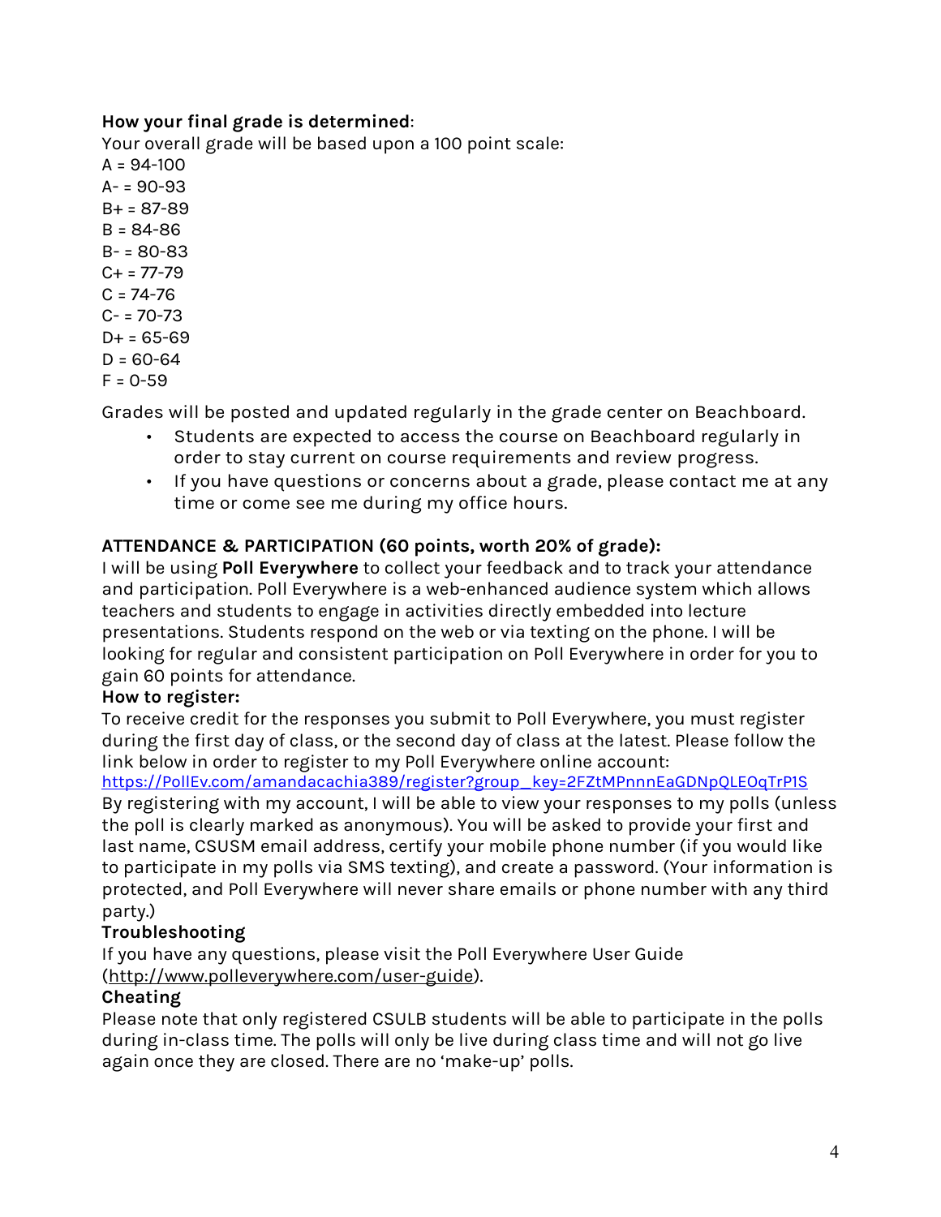**How your final grade is determined**:

Your overall grade will be based upon a 100 point scale:

A = 94-100
A- = 90-93
B+ = 87-89
B = 84-86
B- = 80-83
C+ = 77-79
C = 74-76
C- = 70-73
D+ = 65-69
D = 60-64
F = 0-59

Grades will be posted and updated regularly in the grade center on Beachboard.

- Students are expected to access the course on Beachboard regularly in order to stay current on course requirements and review progress.
- If you have questions or concerns about a grade, please contact me at any time or come see me during my office hours.

**ATTENDANCE & PARTICIPATION (60 points, worth 20% of grade):**

I will be using **Poll Everywhere** to collect your feedback and to track your attendance and participation. Poll Everywhere is a web-enhanced audience system which allows teachers and students to engage in activities directly embedded into lecture presentations. Students respond on the web or via texting on the phone. I will be looking for regular and consistent participation on Poll Everywhere in order for you to gain 60 points for attendance.

**How to register:**

To receive credit for the responses you submit to Poll Everywhere, you must register during the first day of class, or the second day of class at the latest. Please follow the link below in order to register to my Poll Everywhere online account:
https://PollEv.com/amandacachia389/register?group_key=2FZtMPnnnEaGDNpQLEOqTrP1S
By registering with my account, I will be able to view your responses to my polls (unless the poll is clearly marked as anonymous). You will be asked to provide your first and last name, CSUSM email address, certify your mobile phone number (if you would like to participate in my polls via SMS texting), and create a password. (Your information is protected, and Poll Everywhere will never share emails or phone number with any third party.)

**Troubleshooting**

If you have any questions, please visit the Poll Everywhere User Guide (http://www.polleverywhere.com/user-guide).

**Cheating**

Please note that only registered CSULB students will be able to participate in the polls during in-class time. The polls will only be live during class time and will not go live again once they are closed. There are no 'make-up' polls.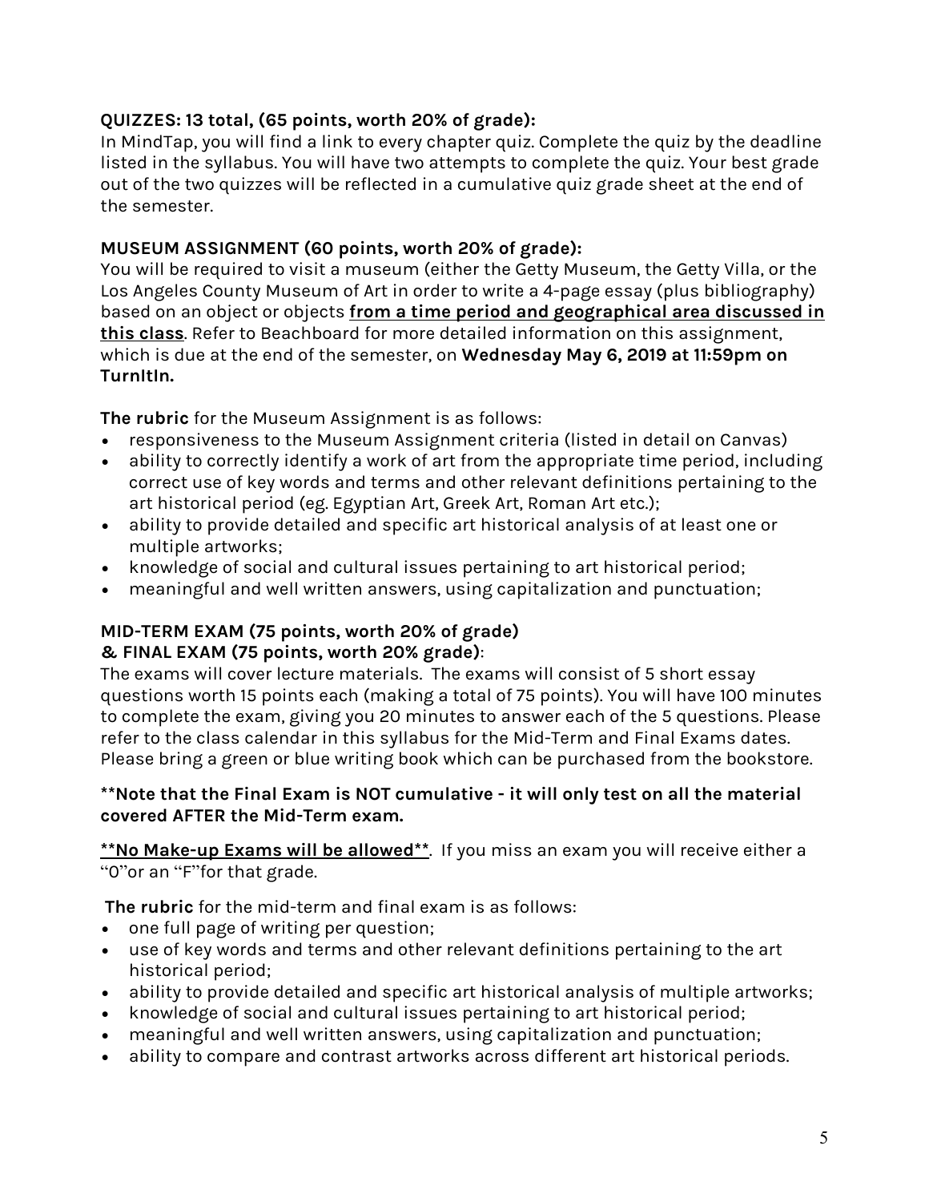**QUIZZES: 13 total, (65 points, worth 20% of grade):**
In MindTap, you will find a link to every chapter quiz. Complete the quiz by the deadline listed in the syllabus. You will have two attempts to complete the quiz. Your best grade out of the two quizzes will be reflected in a cumulative quiz grade sheet at the end of the semester.

**MUSEUM ASSIGNMENT (60 points, worth 20% of grade):**
You will be required to visit a museum (either the Getty Museum, the Getty Villa, or the Los Angeles County Museum of Art in order to write a 4-page essay (plus bibliography) based on an object or objects **<u>from a time period and geographical area discussed in this class</u>**. Refer to Beachboard for more detailed information on this assignment, which is due at the end of the semester, on **Wednesday May 6, 2019 at 11:59pm on TurnItIn.**

**The rubric** for the Museum Assignment is as follows:

- responsiveness to the Museum Assignment criteria (listed in detail on Canvas)
- ability to correctly identify a work of art from the appropriate time period, including correct use of key words and terms and other relevant definitions pertaining to the art historical period (eg. Egyptian Art, Greek Art, Roman Art etc.);
- ability to provide detailed and specific art historical analysis of at least one or multiple artworks;
- knowledge of social and cultural issues pertaining to art historical period;
- meaningful and well written answers, using capitalization and punctuation;

**MID-TERM EXAM (75 points, worth 20% of grade)**
**& FINAL EXAM (75 points, worth 20% grade)**:
The exams will cover lecture materials. The exams will consist of 5 short essay questions worth 15 points each (making a total of 75 points). You will have 100 minutes to complete the exam, giving you 20 minutes to answer each of the 5 questions. Please refer to the class calendar in this syllabus for the Mid-Term and Final Exams dates. Please bring a green or blue writing book which can be purchased from the bookstore.

****Note that the Final Exam is NOT cumulative - it will only test on all the material covered AFTER the Mid-Term exam.**

**<u>**No Make-up Exams will be allowed**</u>**. If you miss an exam you will receive either a "0"or an "F"for that grade.

**The rubric** for the mid-term and final exam is as follows:

- one full page of writing per question;
- use of key words and terms and other relevant definitions pertaining to the art historical period;
- ability to provide detailed and specific art historical analysis of multiple artworks;
- knowledge of social and cultural issues pertaining to art historical period;
- meaningful and well written answers, using capitalization and punctuation;
- ability to compare and contrast artworks across different art historical periods.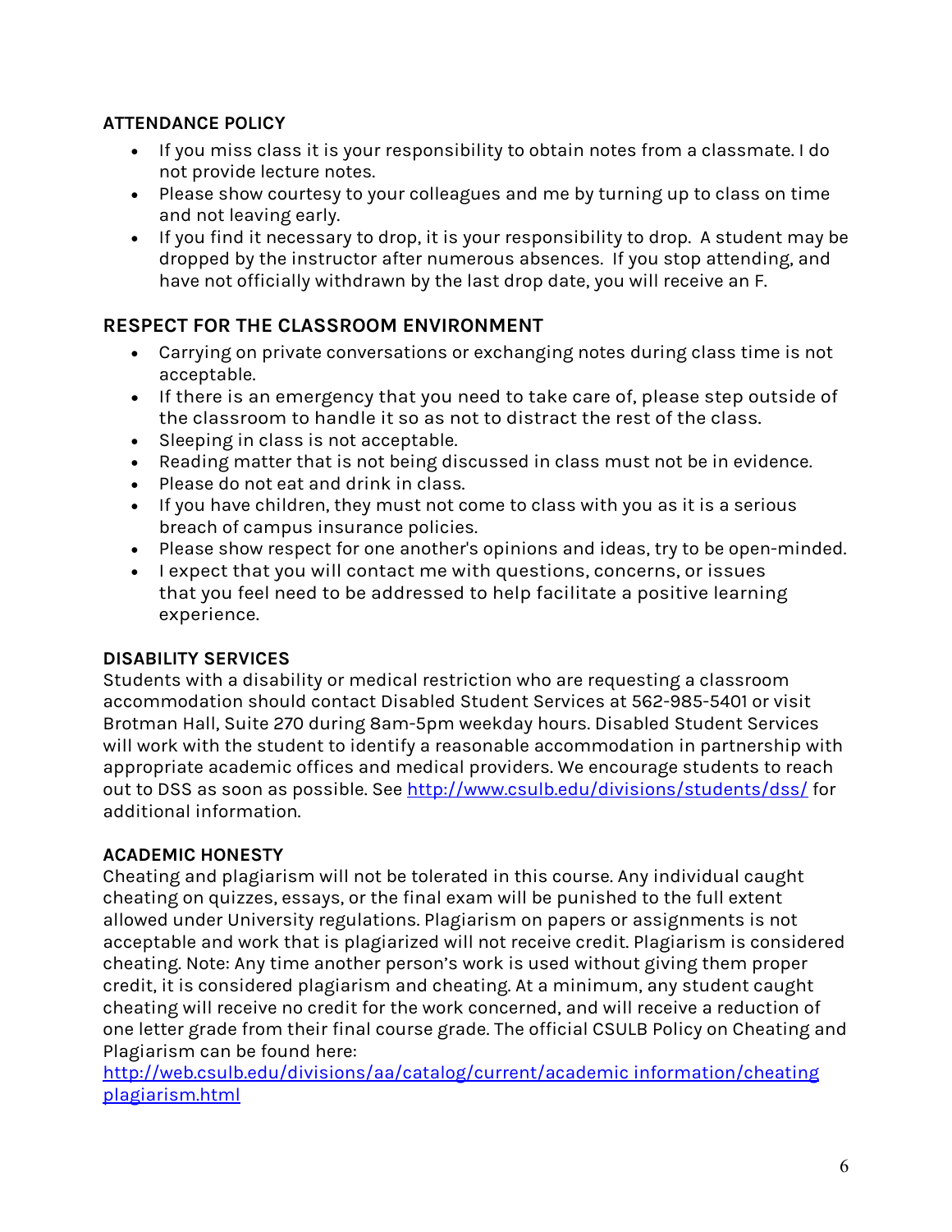**ATTENDANCE POLICY**

- If you miss class it is your responsibility to obtain notes from a classmate. I do not provide lecture notes.
- Please show courtesy to your colleagues and me by turning up to class on time and not leaving early.
- If you find it necessary to drop, it is your responsibility to drop. A student may be dropped by the instructor after numerous absences. If you stop attending, and have not officially withdrawn by the last drop date, you will receive an F.

**RESPECT FOR THE CLASSROOM ENVIRONMENT**

- Carrying on private conversations or exchanging notes during class time is not acceptable.
- If there is an emergency that you need to take care of, please step outside of the classroom to handle it so as not to distract the rest of the class.
- Sleeping in class is not acceptable.
- Reading matter that is not being discussed in class must not be in evidence.
- Please do not eat and drink in class.
- If you have children, they must not come to class with you as it is a serious breach of campus insurance policies.
- Please show respect for one another's opinions and ideas, try to be open-minded.
- I expect that you will contact me with questions, concerns, or issues that you feel need to be addressed to help facilitate a positive learning experience.

**DISABILITY SERVICES**

Students with a disability or medical restriction who are requesting a classroom accommodation should contact Disabled Student Services at 562-985-5401 or visit Brotman Hall, Suite 270 during 8am-5pm weekday hours. Disabled Student Services will work with the student to identify a reasonable accommodation in partnership with appropriate academic offices and medical providers. We encourage students to reach out to DSS as soon as possible. See http://www.csulb.edu/divisions/students/dss/ for additional information.

**ACADEMIC HONESTY**

Cheating and plagiarism will not be tolerated in this course. Any individual caught cheating on quizzes, essays, or the final exam will be punished to the full extent allowed under University regulations. Plagiarism on papers or assignments is not acceptable and work that is plagiarized will not receive credit. Plagiarism is considered cheating. Note: Any time another person's work is used without giving them proper credit, it is considered plagiarism and cheating. At a minimum, any student caught cheating will receive no credit for the work concerned, and will receive a reduction of one letter grade from their final course grade. The official CSULB Policy on Cheating and Plagiarism can be found here:
http://web.csulb.edu/divisions/aa/catalog/current/academic_information/cheating_plagiarism.html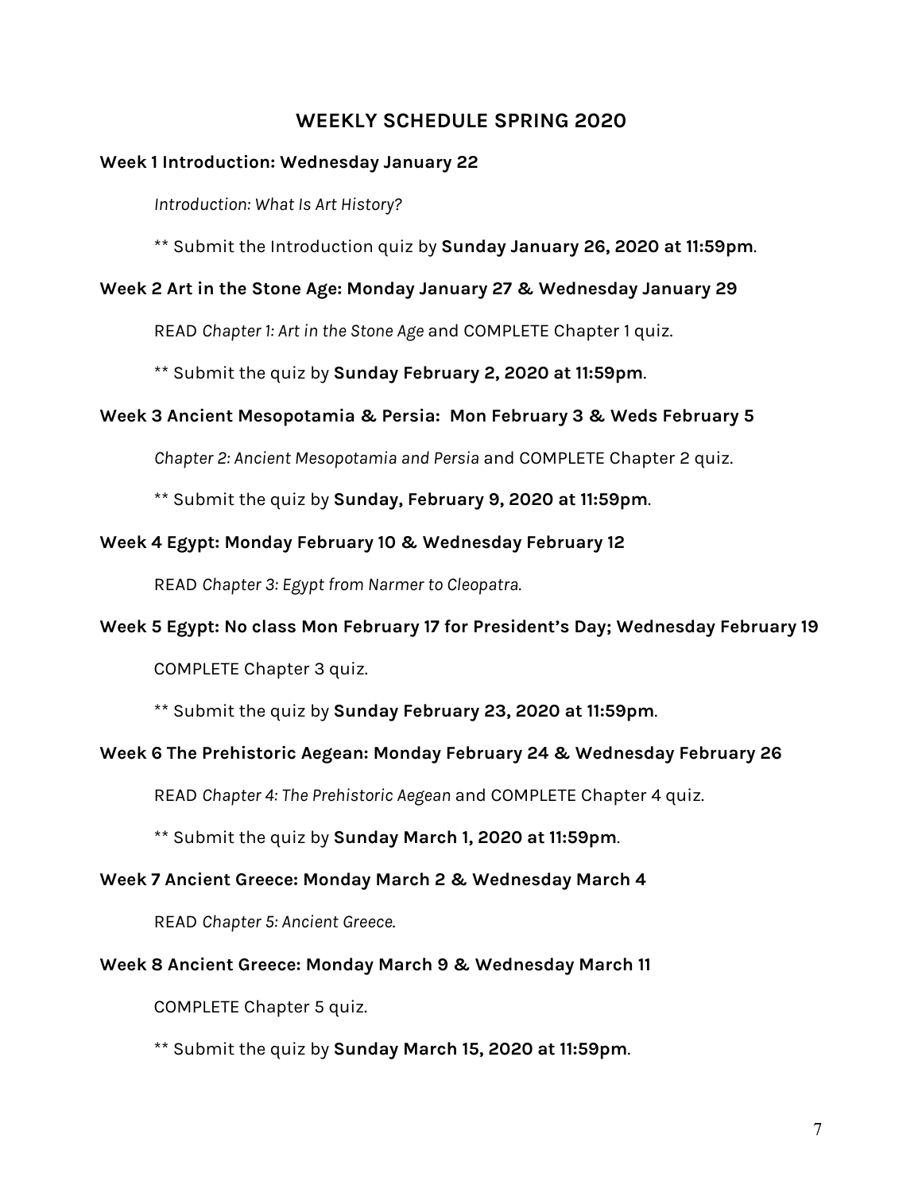## WEEKLY SCHEDULE SPRING 2020

**Week 1 Introduction: Wednesday January 22**

*Introduction: What Is Art History?*

** Submit the Introduction quiz by **Sunday January 26, 2020 at 11:59pm**.

**Week 2 Art in the Stone Age: Monday January 27 & Wednesday January 29**

READ *Chapter 1: Art in the Stone Age* and COMPLETE Chapter 1 quiz.

** Submit the quiz by **Sunday February 2, 2020 at 11:59pm**.

**Week 3 Ancient Mesopotamia & Persia: Mon February 3 & Weds February 5**

*Chapter 2: Ancient Mesopotamia and Persia* and COMPLETE Chapter 2 quiz.

** Submit the quiz by **Sunday, February 9, 2020 at 11:59pm**.

**Week 4 Egypt: Monday February 10 & Wednesday February 12**

READ *Chapter 3: Egypt from Narmer to Cleopatra.*

**Week 5 Egypt: No class Mon February 17 for President's Day; Wednesday February 19**

COMPLETE Chapter 3 quiz.

** Submit the quiz by **Sunday February 23, 2020 at 11:59pm**.

**Week 6 The Prehistoric Aegean: Monday February 24 & Wednesday February 26**

READ *Chapter 4: The Prehistoric Aegean* and COMPLETE Chapter 4 quiz.

** Submit the quiz by **Sunday March 1, 2020 at 11:59pm**.

**Week 7 Ancient Greece: Monday March 2 & Wednesday March 4**

READ *Chapter 5: Ancient Greece.*

**Week 8 Ancient Greece: Monday March 9 & Wednesday March 11**

COMPLETE Chapter 5 quiz.

** Submit the quiz by **Sunday March 15, 2020 at 11:59pm**.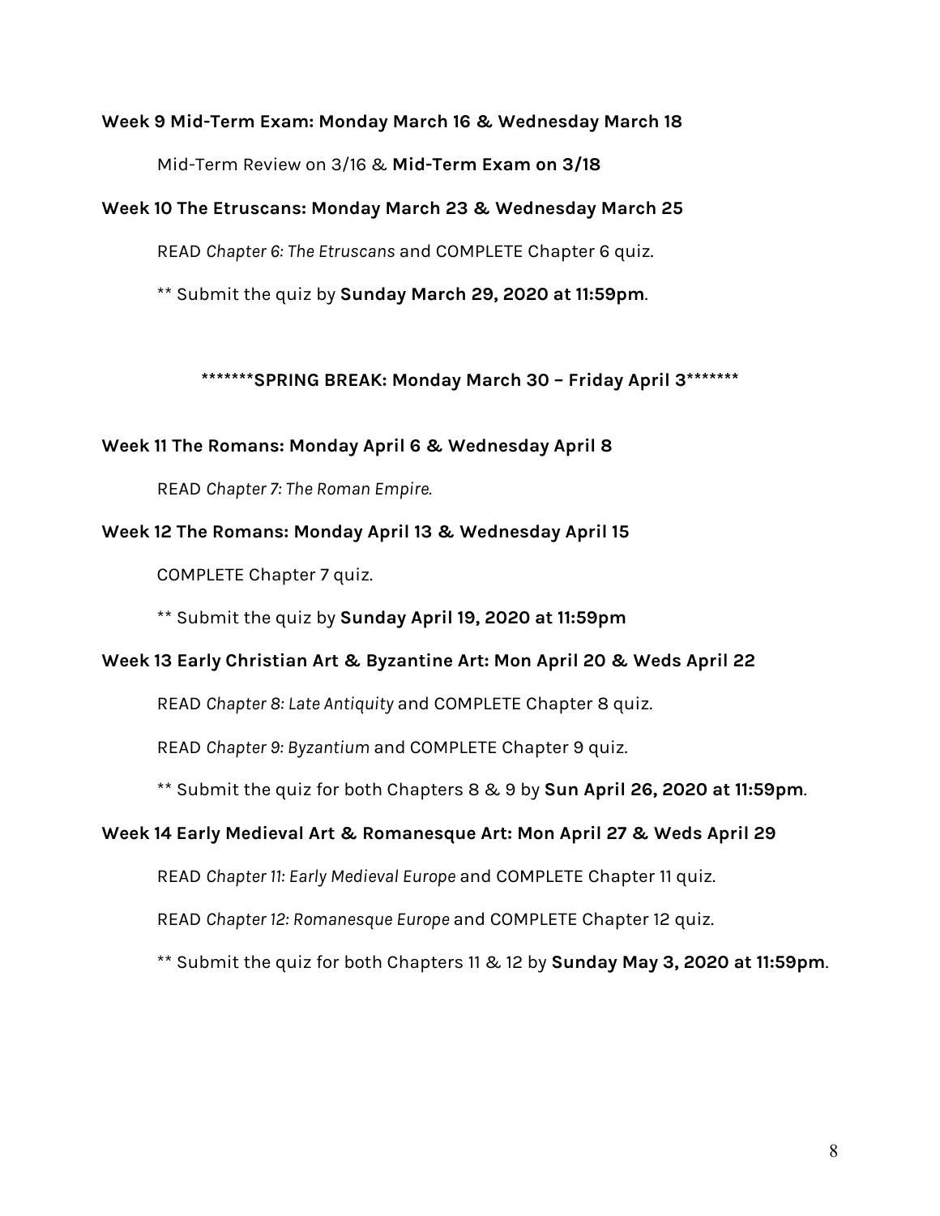**Week 9 Mid-Term Exam: Monday March 16 & Wednesday March 18**

Mid-Term Review on 3/16 & **Mid-Term Exam on 3/18**

**Week 10 The Etruscans: Monday March 23 & Wednesday March 25**

READ *Chapter 6: The Etruscans* and COMPLETE Chapter 6 quiz.

** Submit the quiz by **Sunday March 29, 2020 at 11:59pm**.

**\*\*\*\*\*\*\*SPRING BREAK: Monday March 30 – Friday April 3\*\*\*\*\*\*\***

**Week 11 The Romans: Monday April 6 & Wednesday April 8**

READ *Chapter 7: The Roman Empire.*

**Week 12 The Romans: Monday April 13 & Wednesday April 15**

COMPLETE Chapter 7 quiz.

** Submit the quiz by **Sunday April 19, 2020 at 11:59pm**

**Week 13 Early Christian Art & Byzantine Art: Mon April 20 & Weds April 22**

READ *Chapter 8: Late Antiquity* and COMPLETE Chapter 8 quiz.

READ *Chapter 9: Byzantium* and COMPLETE Chapter 9 quiz.

** Submit the quiz for both Chapters 8 & 9 by **Sun April 26, 2020 at 11:59pm**.

**Week 14 Early Medieval Art & Romanesque Art: Mon April 27 & Weds April 29**

READ *Chapter 11: Early Medieval Europe* and COMPLETE Chapter 11 quiz.

READ *Chapter 12: Romanesque Europe* and COMPLETE Chapter 12 quiz.

** Submit the quiz for both Chapters 11 & 12 by **Sunday May 3, 2020 at 11:59pm**.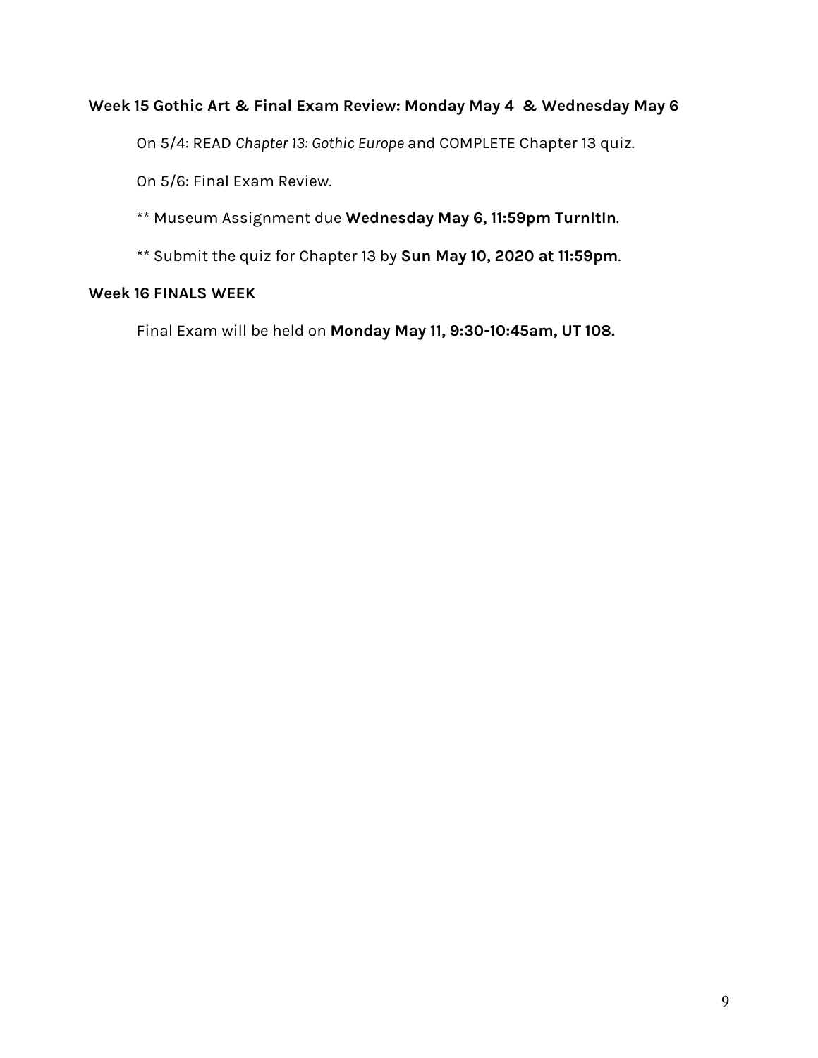**Week 15 Gothic Art & Final Exam Review: Monday May 4 & Wednesday May 6**

On 5/4: READ *Chapter 13: Gothic Europe* and COMPLETE Chapter 13 quiz.

On 5/6: Final Exam Review.

** Museum Assignment due **Wednesday May 6, 11:59pm TurnItIn**.

** Submit the quiz for Chapter 13 by **Sun May 10, 2020 at 11:59pm**.

**Week 16 FINALS WEEK**

Final Exam will be held on **Monday May 11, 9:30-10:45am, UT 108.**